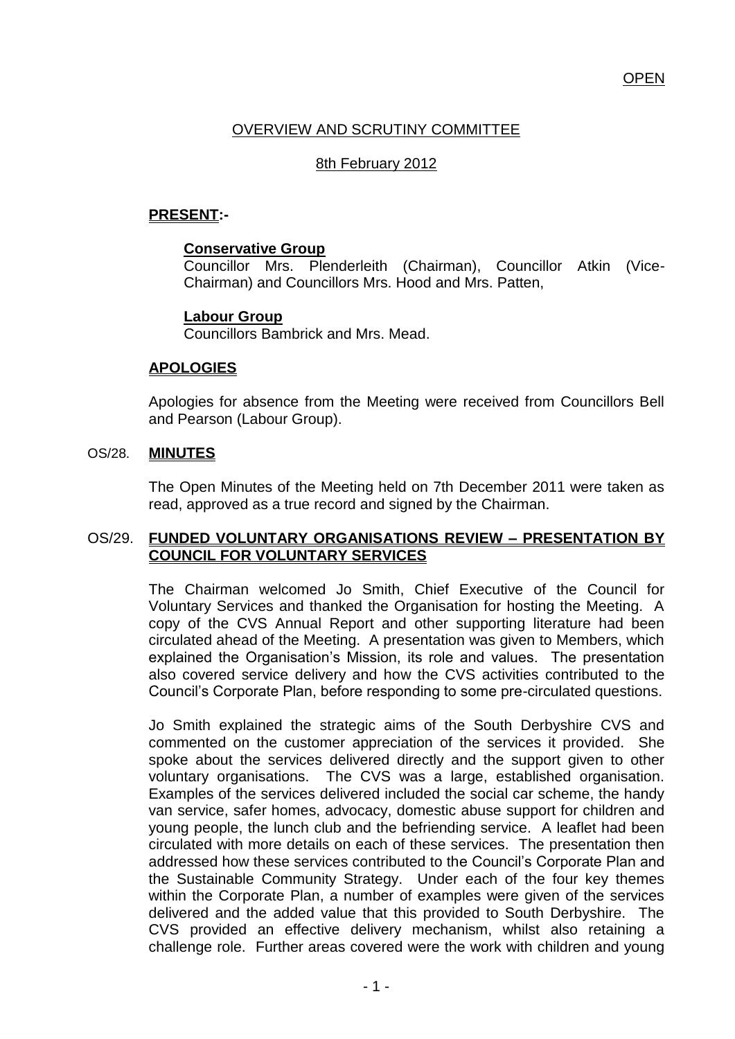OPEN

# OVERVIEW AND SCRUTINY COMMITTEE

## 8th February 2012

**PRESENT:-**

**Conservative Group**
Councillor Mrs. Plenderleith (Chairman), Councillor Atkin (Vice-Chairman) and Councillors Mrs. Hood and Mrs. Patten,

**Labour Group**
Councillors Bambrick and Mrs. Mead.

**APOLOGIES**

Apologies for absence from the Meeting were received from Councillors Bell and Pearson (Labour Group).

### OS/28. MINUTES

The Open Minutes of the Meeting held on 7th December 2011 were taken as read, approved as a true record and signed by the Chairman.

### OS/29. FUNDED VOLUNTARY ORGANISATIONS REVIEW – PRESENTATION BY COUNCIL FOR VOLUNTARY SERVICES

The Chairman welcomed Jo Smith, Chief Executive of the Council for Voluntary Services and thanked the Organisation for hosting the Meeting. A copy of the CVS Annual Report and other supporting literature had been circulated ahead of the Meeting. A presentation was given to Members, which explained the Organisation's Mission, its role and values. The presentation also covered service delivery and how the CVS activities contributed to the Council's Corporate Plan, before responding to some pre-circulated questions.

Jo Smith explained the strategic aims of the South Derbyshire CVS and commented on the customer appreciation of the services it provided. She spoke about the services delivered directly and the support given to other voluntary organisations. The CVS was a large, established organisation. Examples of the services delivered included the social car scheme, the handy van service, safer homes, advocacy, domestic abuse support for children and young people, the lunch club and the befriending service. A leaflet had been circulated with more details on each of these services. The presentation then addressed how these services contributed to the Council's Corporate Plan and the Sustainable Community Strategy. Under each of the four key themes within the Corporate Plan, a number of examples were given of the services delivered and the added value that this provided to South Derbyshire. The CVS provided an effective delivery mechanism, whilst also retaining a challenge role. Further areas covered were the work with children and young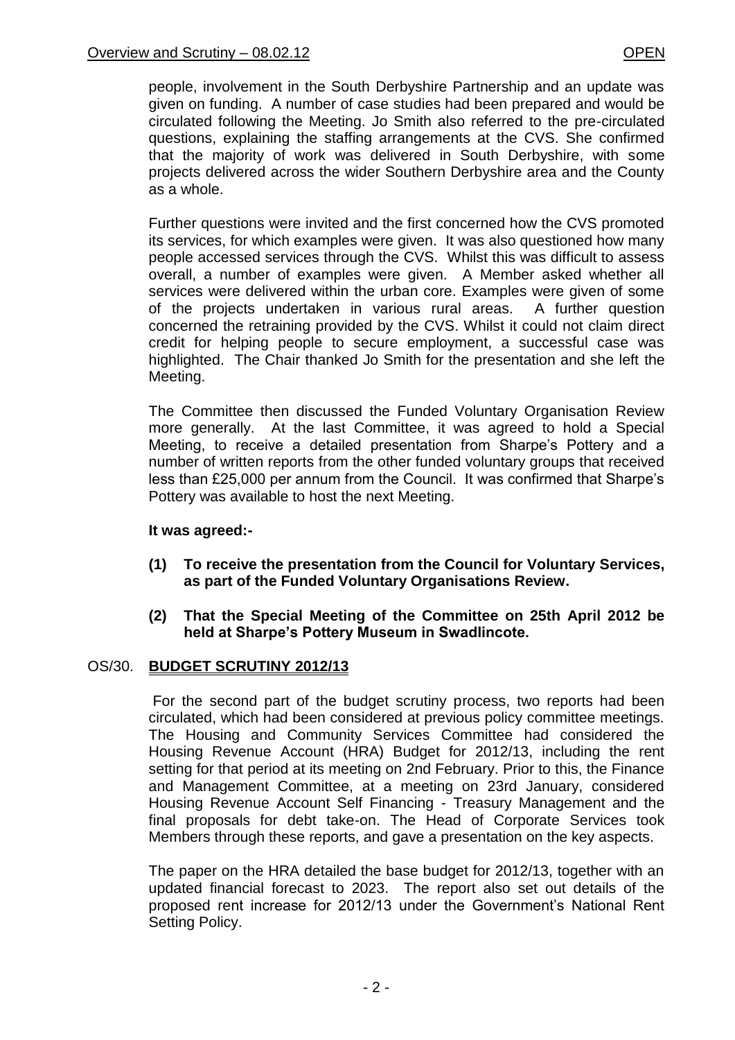people, involvement in the South Derbyshire Partnership and an update was given on funding. A number of case studies had been prepared and would be circulated following the Meeting. Jo Smith also referred to the pre-circulated questions, explaining the staffing arrangements at the CVS. She confirmed that the majority of work was delivered in South Derbyshire, with some projects delivered across the wider Southern Derbyshire area and the County as a whole.

Further questions were invited and the first concerned how the CVS promoted its services, for which examples were given. It was also questioned how many people accessed services through the CVS. Whilst this was difficult to assess overall, a number of examples were given. A Member asked whether all services were delivered within the urban core. Examples were given of some of the projects undertaken in various rural areas. A further question concerned the retraining provided by the CVS. Whilst it could not claim direct credit for helping people to secure employment, a successful case was highlighted. The Chair thanked Jo Smith for the presentation and she left the Meeting.

The Committee then discussed the Funded Voluntary Organisation Review more generally. At the last Committee, it was agreed to hold a Special Meeting, to receive a detailed presentation from Sharpe's Pottery and a number of written reports from the other funded voluntary groups that received less than £25,000 per annum from the Council. It was confirmed that Sharpe's Pottery was available to host the next Meeting.

**It was agreed:-**

**(1) To receive the presentation from the Council for Voluntary Services, as part of the Funded Voluntary Organisations Review.**

**(2) That the Special Meeting of the Committee on 25th April 2012 be held at Sharpe's Pottery Museum in Swadlincote.**

## OS/30. BUDGET SCRUTINY 2012/13

For the second part of the budget scrutiny process, two reports had been circulated, which had been considered at previous policy committee meetings. The Housing and Community Services Committee had considered the Housing Revenue Account (HRA) Budget for 2012/13, including the rent setting for that period at its meeting on 2nd February. Prior to this, the Finance and Management Committee, at a meeting on 23rd January, considered Housing Revenue Account Self Financing - Treasury Management and the final proposals for debt take-on. The Head of Corporate Services took Members through these reports, and gave a presentation on the key aspects.

The paper on the HRA detailed the base budget for 2012/13, together with an updated financial forecast to 2023. The report also set out details of the proposed rent increase for 2012/13 under the Government's National Rent Setting Policy.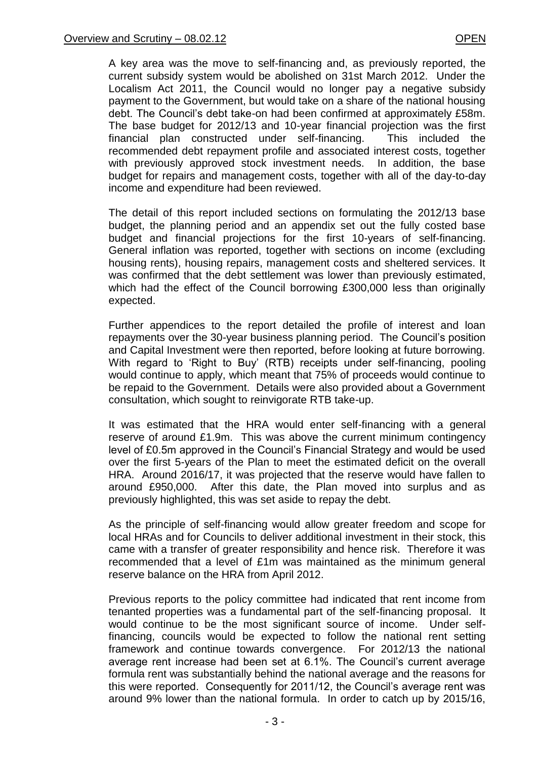A key area was the move to self-financing and, as previously reported, the current subsidy system would be abolished on 31st March 2012. Under the Localism Act 2011, the Council would no longer pay a negative subsidy payment to the Government, but would take on a share of the national housing debt. The Council's debt take-on had been confirmed at approximately £58m. The base budget for 2012/13 and 10-year financial projection was the first financial plan constructed under self-financing. This included the recommended debt repayment profile and associated interest costs, together with previously approved stock investment needs. In addition, the base budget for repairs and management costs, together with all of the day-to-day income and expenditure had been reviewed.

The detail of this report included sections on formulating the 2012/13 base budget, the planning period and an appendix set out the fully costed base budget and financial projections for the first 10-years of self-financing. General inflation was reported, together with sections on income (excluding housing rents), housing repairs, management costs and sheltered services. It was confirmed that the debt settlement was lower than previously estimated, which had the effect of the Council borrowing £300,000 less than originally expected.

Further appendices to the report detailed the profile of interest and loan repayments over the 30-year business planning period. The Council's position and Capital Investment were then reported, before looking at future borrowing. With regard to 'Right to Buy' (RTB) receipts under self-financing, pooling would continue to apply, which meant that 75% of proceeds would continue to be repaid to the Government. Details were also provided about a Government consultation, which sought to reinvigorate RTB take-up.

It was estimated that the HRA would enter self-financing with a general reserve of around £1.9m. This was above the current minimum contingency level of £0.5m approved in the Council's Financial Strategy and would be used over the first 5-years of the Plan to meet the estimated deficit on the overall HRA. Around 2016/17, it was projected that the reserve would have fallen to around £950,000. After this date, the Plan moved into surplus and as previously highlighted, this was set aside to repay the debt.

As the principle of self-financing would allow greater freedom and scope for local HRAs and for Councils to deliver additional investment in their stock, this came with a transfer of greater responsibility and hence risk. Therefore it was recommended that a level of £1m was maintained as the minimum general reserve balance on the HRA from April 2012.

Previous reports to the policy committee had indicated that rent income from tenanted properties was a fundamental part of the self-financing proposal. It would continue to be the most significant source of income. Under self-financing, councils would be expected to follow the national rent setting framework and continue towards convergence. For 2012/13 the national average rent increase had been set at 6.1%. The Council's current average formula rent was substantially behind the national average and the reasons for this were reported. Consequently for 2011/12, the Council's average rent was around 9% lower than the national formula. In order to catch up by 2015/16,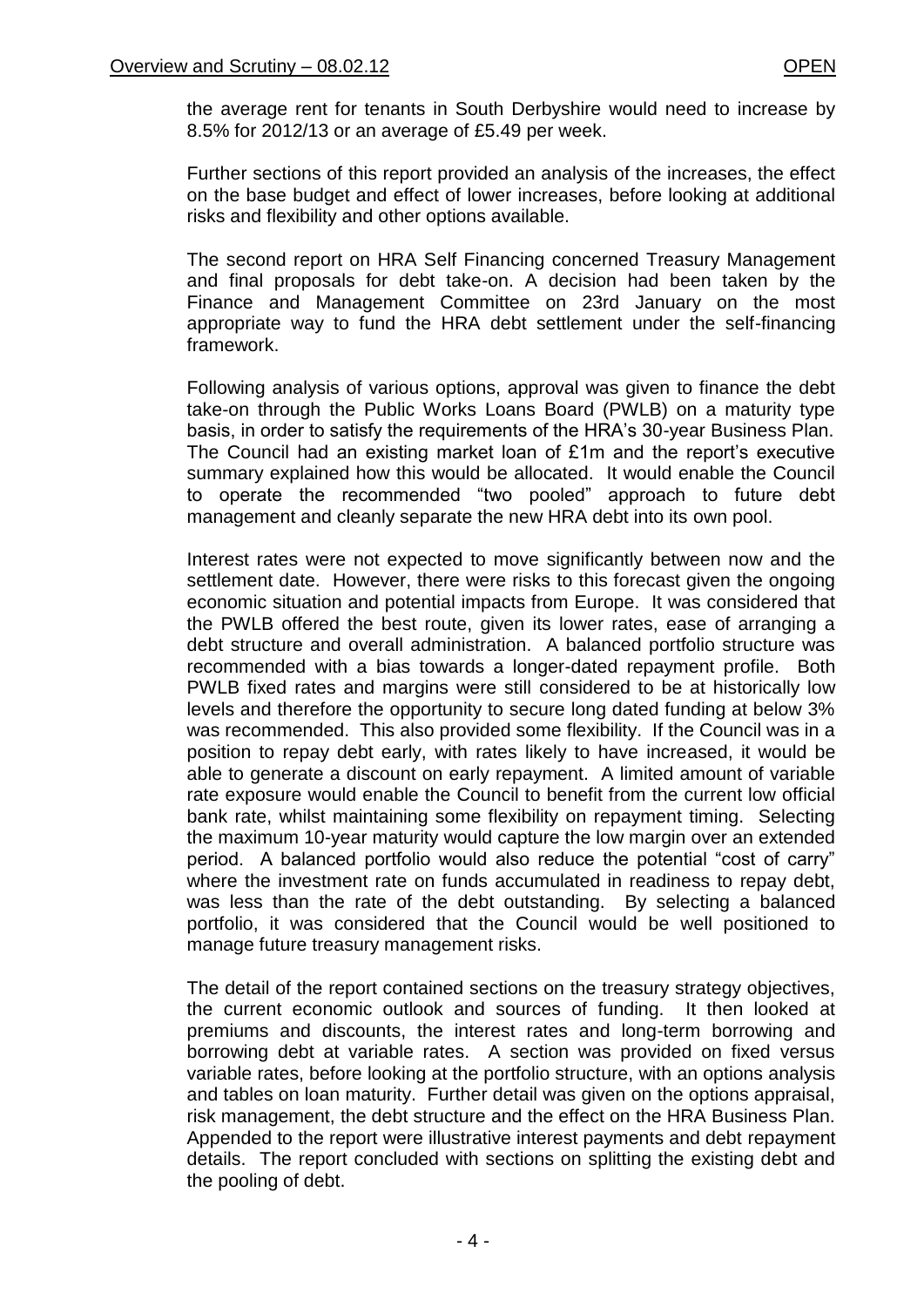the average rent for tenants in South Derbyshire would need to increase by 8.5% for 2012/13 or an average of £5.49 per week.

Further sections of this report provided an analysis of the increases, the effect on the base budget and effect of lower increases, before looking at additional risks and flexibility and other options available.

The second report on HRA Self Financing concerned Treasury Management and final proposals for debt take-on. A decision had been taken by the Finance and Management Committee on 23rd January on the most appropriate way to fund the HRA debt settlement under the self-financing framework.

Following analysis of various options, approval was given to finance the debt take-on through the Public Works Loans Board (PWLB) on a maturity type basis, in order to satisfy the requirements of the HRA's 30-year Business Plan. The Council had an existing market loan of £1m and the report's executive summary explained how this would be allocated. It would enable the Council to operate the recommended "two pooled" approach to future debt management and cleanly separate the new HRA debt into its own pool.

Interest rates were not expected to move significantly between now and the settlement date. However, there were risks to this forecast given the ongoing economic situation and potential impacts from Europe. It was considered that the PWLB offered the best route, given its lower rates, ease of arranging a debt structure and overall administration. A balanced portfolio structure was recommended with a bias towards a longer-dated repayment profile. Both PWLB fixed rates and margins were still considered to be at historically low levels and therefore the opportunity to secure long dated funding at below 3% was recommended. This also provided some flexibility. If the Council was in a position to repay debt early, with rates likely to have increased, it would be able to generate a discount on early repayment. A limited amount of variable rate exposure would enable the Council to benefit from the current low official bank rate, whilst maintaining some flexibility on repayment timing. Selecting the maximum 10-year maturity would capture the low margin over an extended period. A balanced portfolio would also reduce the potential "cost of carry" where the investment rate on funds accumulated in readiness to repay debt, was less than the rate of the debt outstanding. By selecting a balanced portfolio, it was considered that the Council would be well positioned to manage future treasury management risks.

The detail of the report contained sections on the treasury strategy objectives, the current economic outlook and sources of funding. It then looked at premiums and discounts, the interest rates and long-term borrowing and borrowing debt at variable rates. A section was provided on fixed versus variable rates, before looking at the portfolio structure, with an options analysis and tables on loan maturity. Further detail was given on the options appraisal, risk management, the debt structure and the effect on the HRA Business Plan. Appended to the report were illustrative interest payments and debt repayment details. The report concluded with sections on splitting the existing debt and the pooling of debt.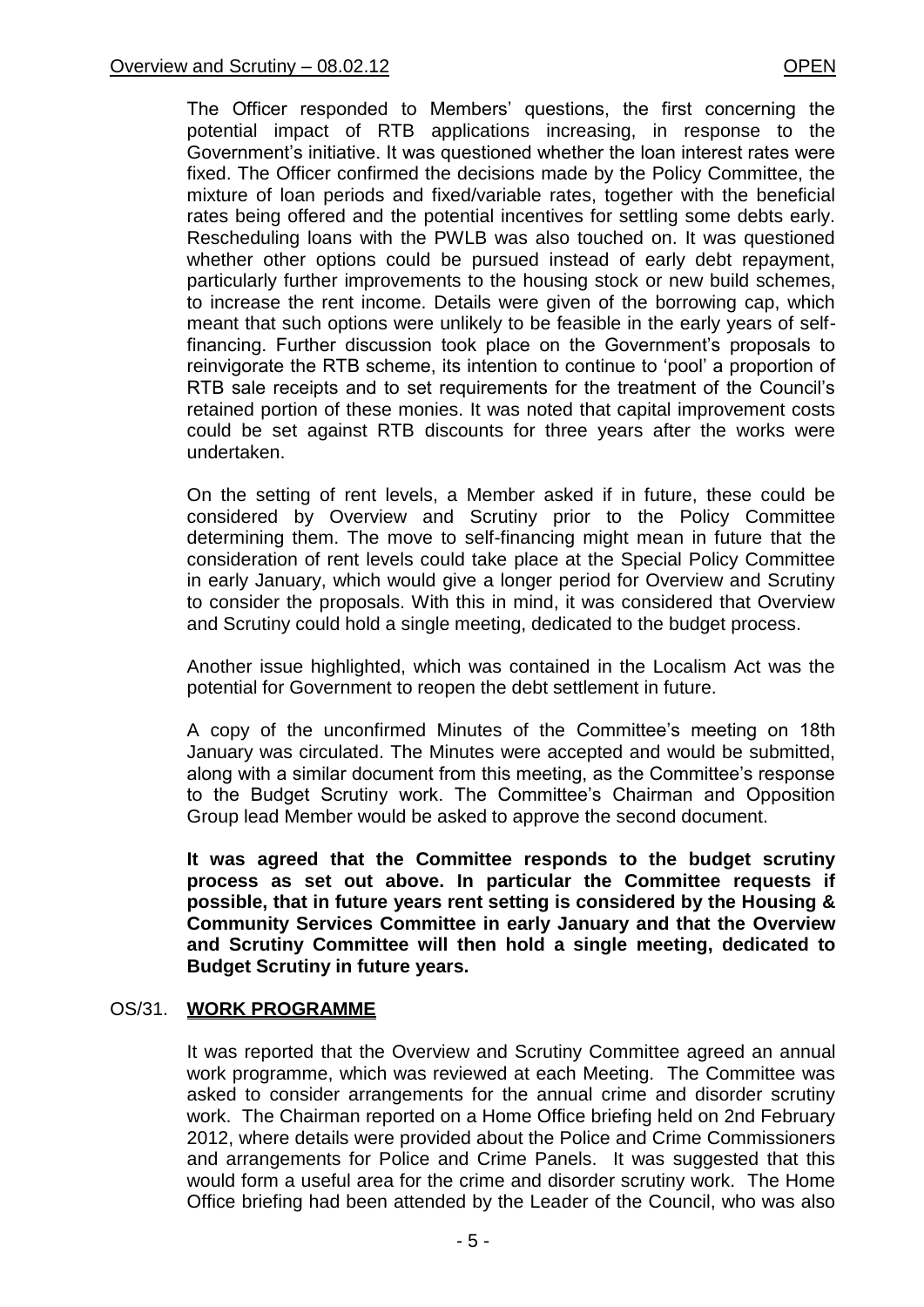The Officer responded to Members' questions, the first concerning the potential impact of RTB applications increasing, in response to the Government's initiative. It was questioned whether the loan interest rates were fixed. The Officer confirmed the decisions made by the Policy Committee, the mixture of loan periods and fixed/variable rates, together with the beneficial rates being offered and the potential incentives for settling some debts early. Rescheduling loans with the PWLB was also touched on. It was questioned whether other options could be pursued instead of early debt repayment, particularly further improvements to the housing stock or new build schemes, to increase the rent income. Details were given of the borrowing cap, which meant that such options were unlikely to be feasible in the early years of self-financing. Further discussion took place on the Government's proposals to reinvigorate the RTB scheme, its intention to continue to 'pool' a proportion of RTB sale receipts and to set requirements for the treatment of the Council's retained portion of these monies. It was noted that capital improvement costs could be set against RTB discounts for three years after the works were undertaken.

On the setting of rent levels, a Member asked if in future, these could be considered by Overview and Scrutiny prior to the Policy Committee determining them. The move to self-financing might mean in future that the consideration of rent levels could take place at the Special Policy Committee in early January, which would give a longer period for Overview and Scrutiny to consider the proposals. With this in mind, it was considered that Overview and Scrutiny could hold a single meeting, dedicated to the budget process.

Another issue highlighted, which was contained in the Localism Act was the potential for Government to reopen the debt settlement in future.

A copy of the unconfirmed Minutes of the Committee's meeting on 18th January was circulated. The Minutes were accepted and would be submitted, along with a similar document from this meeting, as the Committee's response to the Budget Scrutiny work. The Committee's Chairman and Opposition Group lead Member would be asked to approve the second document.

**It was agreed that the Committee responds to the budget scrutiny process as set out above. In particular the Committee requests if possible, that in future years rent setting is considered by the Housing & Community Services Committee in early January and that the Overview and Scrutiny Committee will then hold a single meeting, dedicated to Budget Scrutiny in future years.**

## OS/31. WORK PROGRAMME

It was reported that the Overview and Scrutiny Committee agreed an annual work programme, which was reviewed at each Meeting. The Committee was asked to consider arrangements for the annual crime and disorder scrutiny work. The Chairman reported on a Home Office briefing held on 2nd February 2012, where details were provided about the Police and Crime Commissioners and arrangements for Police and Crime Panels. It was suggested that this would form a useful area for the crime and disorder scrutiny work. The Home Office briefing had been attended by the Leader of the Council, who was also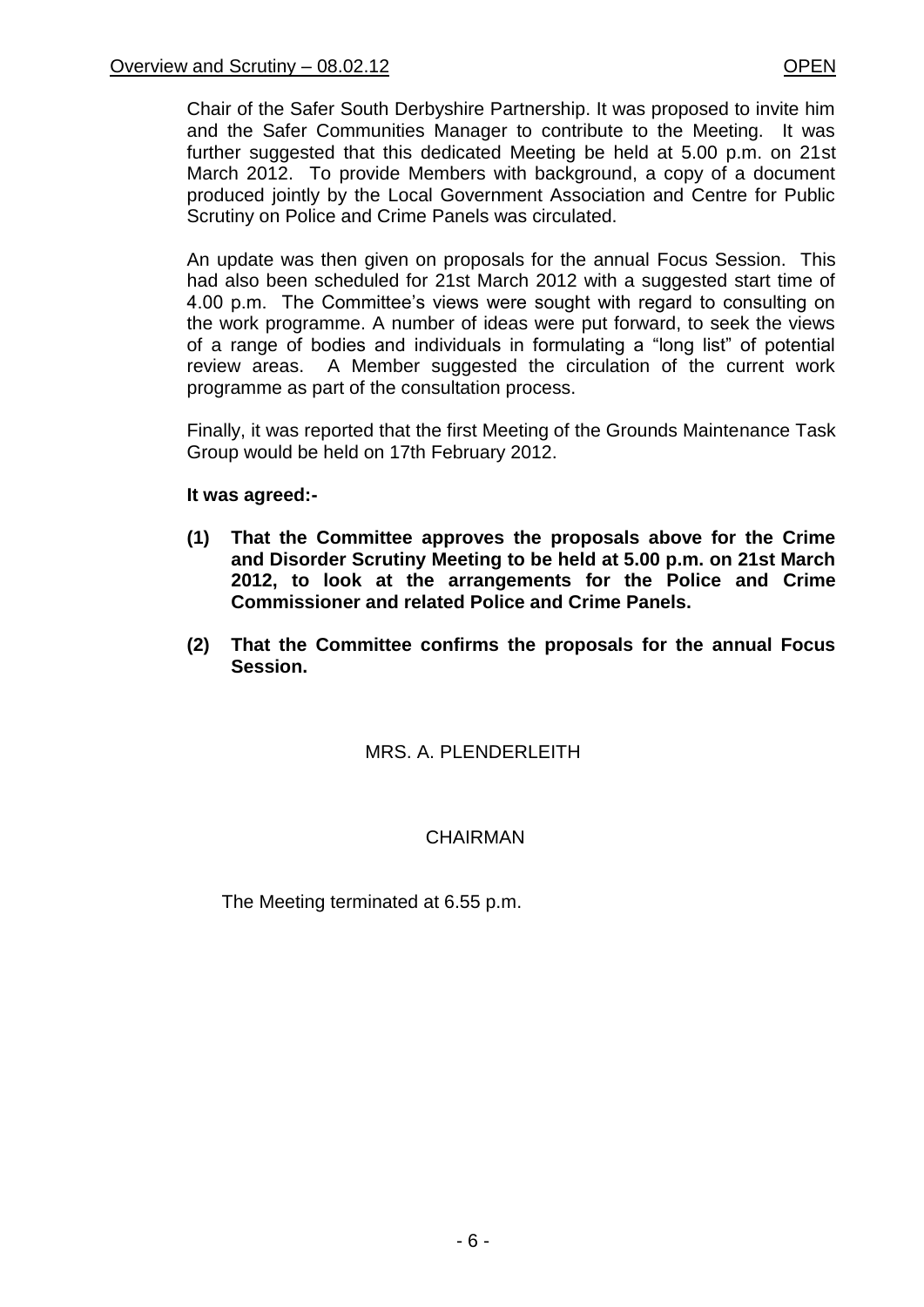Chair of the Safer South Derbyshire Partnership. It was proposed to invite him and the Safer Communities Manager to contribute to the Meeting. It was further suggested that this dedicated Meeting be held at 5.00 p.m. on 21st March 2012. To provide Members with background, a copy of a document produced jointly by the Local Government Association and Centre for Public Scrutiny on Police and Crime Panels was circulated.

An update was then given on proposals for the annual Focus Session. This had also been scheduled for 21st March 2012 with a suggested start time of 4.00 p.m. The Committee's views were sought with regard to consulting on the work programme. A number of ideas were put forward, to seek the views of a range of bodies and individuals in formulating a "long list" of potential review areas. A Member suggested the circulation of the current work programme as part of the consultation process.

Finally, it was reported that the first Meeting of the Grounds Maintenance Task Group would be held on 17th February 2012.

**It was agreed:-**

**(1) That the Committee approves the proposals above for the Crime and Disorder Scrutiny Meeting to be held at 5.00 p.m. on 21st March 2012, to look at the arrangements for the Police and Crime Commissioner and related Police and Crime Panels.**

**(2) That the Committee confirms the proposals for the annual Focus Session.**

MRS. A. PLENDERLEITH

CHAIRMAN

The Meeting terminated at 6.55 p.m.